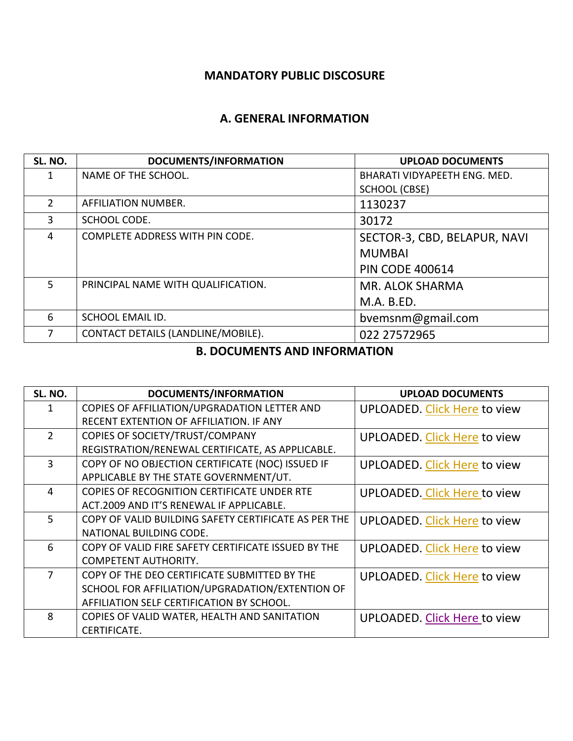# MANDATORY PUBLIC DISCOSURE

## A. GENERAL INFORMATION

| SL. NO. | DOCUMENTS/INFORMATION | UPLOAD DOCUMENTS |
|---|---|---|
| 1 | NAME OF THE SCHOOL. | BHARATI VIDYAPEETH ENG. MED. SCHOOL (CBSE) |
| 2 | AFFILIATION NUMBER. | 1130237 |
| 3 | SCHOOL CODE. | 30172 |
| 4 | COMPLETE ADDRESS WITH PIN CODE. | SECTOR-3, CBD, BELAPUR, NAVI MUMBAI PIN CODE 400614 |
| 5 | PRINCIPAL NAME WITH QUALIFICATION. | MR. ALOK SHARMA M.A. B.ED. |
| 6 | SCHOOL EMAIL ID. | bvemsnm@gmail.com |
| 7 | CONTACT DETAILS (LANDLINE/MOBILE). | 022 27572965 |

## B. DOCUMENTS AND INFORMATION

| SL. NO. | DOCUMENTS/INFORMATION | UPLOAD DOCUMENTS |
|---|---|---|
| 1 | COPIES OF AFFILIATION/UPGRADATION LETTER AND RECENT EXTENTION OF AFFILIATION. IF ANY | UPLOADED. Click Here to view |
| 2 | COPIES OF SOCIETY/TRUST/COMPANY REGISTRATION/RENEWAL CERTIFICATE, AS APPLICABLE. | UPLOADED. Click Here to view |
| 3 | COPY OF NO OBJECTION CERTIFICATE (NOC) ISSUED IF APPLICABLE BY THE STATE GOVERNMENT/UT. | UPLOADED. Click Here to view |
| 4 | COPIES OF RECOGNITION CERTIFICATE UNDER RTE ACT.2009 AND IT'S RENEWAL IF APPLICABLE. | UPLOADED. Click Here to view |
| 5 | COPY OF VALID BUILDING SAFETY CERTIFICATE AS PER THE NATIONAL BUILDING CODE. | UPLOADED. Click Here to view |
| 6 | COPY OF VALID FIRE SAFETY CERTIFICATE ISSUED BY THE COMPETENT AUTHORITY. | UPLOADED. Click Here to view |
| 7 | COPY OF THE DEO CERTIFICATE SUBMITTED BY THE SCHOOL FOR AFFILIATION/UPGRADATION/EXTENTION OF AFFILIATION SELF CERTIFICATION BY SCHOOL. | UPLOADED. Click Here to view |
| 8 | COPIES OF VALID WATER, HEALTH AND SANITATION CERTIFICATE. | UPLOADED. Click Here to view |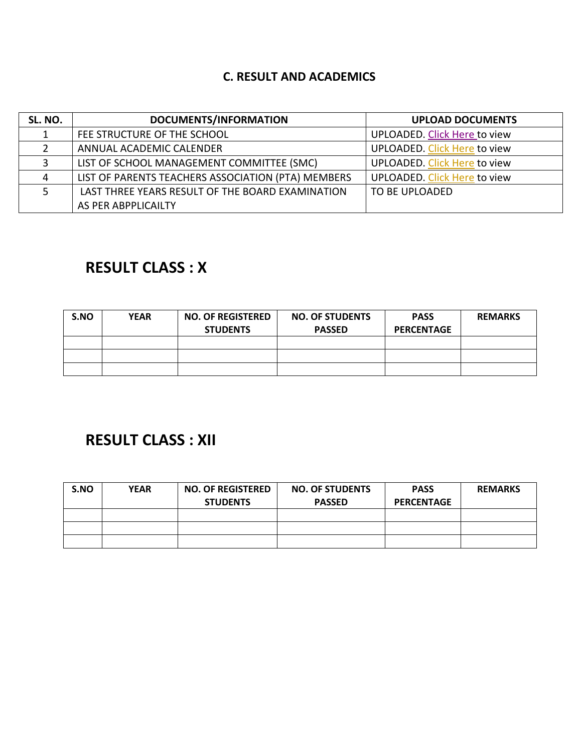## C. RESULT AND ACADEMICS

| SL. NO. | DOCUMENTS/INFORMATION | UPLOAD DOCUMENTS |
| --- | --- | --- |
| 1 | FEE STRUCTURE OF THE SCHOOL | UPLOADED. Click Here to view |
| 2 | ANNUAL ACADEMIC CALENDER | UPLOADED. Click Here to view |
| 3 | LIST OF SCHOOL MANAGEMENT COMMITTEE (SMC) | UPLOADED. Click Here to view |
| 4 | LIST OF PARENTS TEACHERS ASSOCIATION (PTA) MEMBERS | UPLOADED. Click Here to view |
| 5 | LAST THREE YEARS RESULT OF THE BOARD EXAMINATION AS PER ABPPLICAILTY | TO BE UPLOADED |

## RESULT CLASS : X

| S.NO | YEAR | NO. OF REGISTERED STUDENTS | NO. OF STUDENTS PASSED | PASS PERCENTAGE | REMARKS |
| --- | --- | --- | --- | --- | --- |
| | | | | | |
| | | | | | |
| | | | | | |

## RESULT CLASS : XII

| S.NO | YEAR | NO. OF REGISTERED STUDENTS | NO. OF STUDENTS PASSED | PASS PERCENTAGE | REMARKS |
| --- | --- | --- | --- | --- | --- |
| | | | | | |
| | | | | | |
| | | | | | |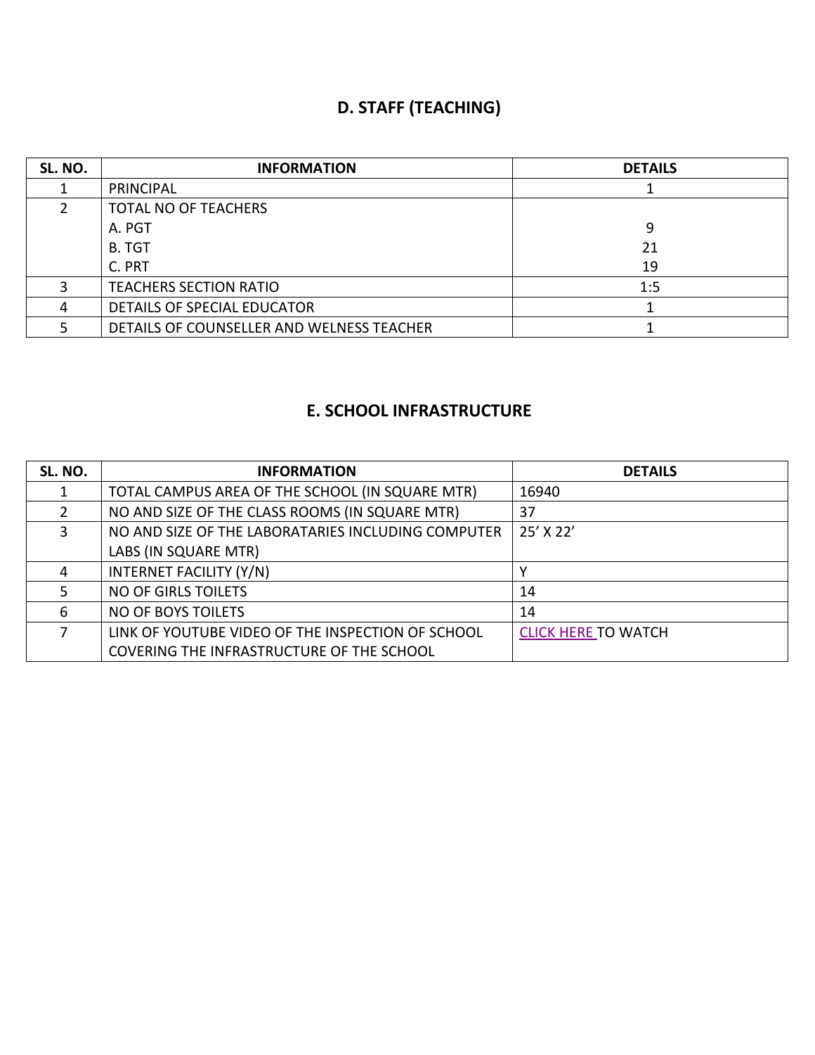## D. STAFF (TEACHING)

| SL. NO. | INFORMATION | DETAILS |
|---|---|---|
| 1 | PRINCIPAL | 1 |
| 2 | TOTAL NO OF TEACHERS<br>A. PGT<br>B. TGT<br>C. PRT | <br>9<br>21<br>19 |
| 3 | TEACHERS SECTION RATIO | 1:5 |
| 4 | DETAILS OF SPECIAL EDUCATOR | 1 |
| 5 | DETAILS OF COUNSELLER AND WELNESS TEACHER | 1 |

## E. SCHOOL INFRASTRUCTURE

| SL. NO. | INFORMATION | DETAILS |
|---|---|---|
| 1 | TOTAL CAMPUS AREA OF THE SCHOOL (IN SQUARE MTR) | 16940 |
| 2 | NO AND SIZE OF THE CLASS ROOMS (IN SQUARE MTR) | 37 |
| 3 | NO AND SIZE OF THE LABORATARIES INCLUDING COMPUTER LABS (IN SQUARE MTR) | 25' X 22' |
| 4 | INTERNET FACILITY (Y/N) | Y |
| 5 | NO OF GIRLS TOILETS | 14 |
| 6 | NO OF BOYS TOILETS | 14 |
| 7 | LINK OF YOUTUBE VIDEO OF THE INSPECTION OF SCHOOL COVERING THE INFRASTRUCTURE OF THE SCHOOL | CLICK HERE TO WATCH |